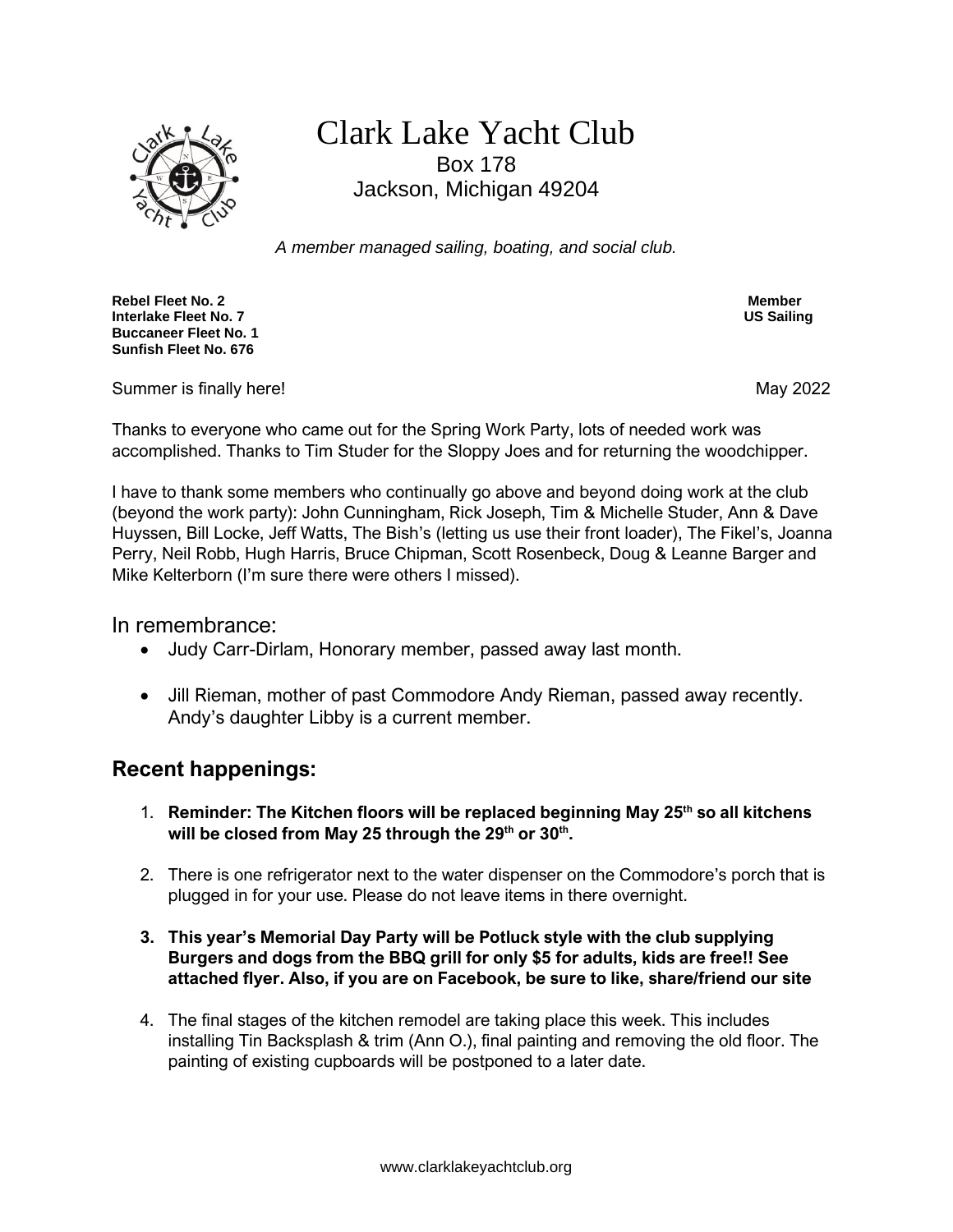# Clark Lake Yacht Club

Box 178
Jackson, Michigan 49204

*A member managed sailing, boating, and social club.*

**Rebel Fleet No. 2**
**Interlake Fleet No. 7**
**Buccaneer Fleet No. 1**
**Sunfish Fleet No. 676**

**Member**
**US Sailing**

Summer is finally here!

May 2022

Thanks to everyone who came out for the Spring Work Party, lots of needed work was accomplished. Thanks to Tim Studer for the Sloppy Joes and for returning the woodchipper.

I have to thank some members who continually go above and beyond doing work at the club (beyond the work party): John Cunningham, Rick Joseph, Tim & Michelle Studer, Ann & Dave Huyssen, Bill Locke, Jeff Watts, The Bish's (letting us use their front loader), The Fikel's, Joanna Perry, Neil Robb, Hugh Harris, Bruce Chipman, Scott Rosenbeck, Doug & Leanne Barger and Mike Kelterborn (I'm sure there were others I missed).

## In remembrance:

- Judy Carr-Dirlam, Honorary member, passed away last month.
- Jill Rieman, mother of past Commodore Andy Rieman, passed away recently. Andy's daughter Libby is a current member.

## Recent happenings:

1. **Reminder: The Kitchen floors will be replaced beginning May 25th so all kitchens will be closed from May 25 through the 29th or 30th.**
2. There is one refrigerator next to the water dispenser on the Commodore's porch that is plugged in for your use. Please do not leave items in there overnight.
3. **This year's Memorial Day Party will be Potluck style with the club supplying Burgers and dogs from the BBQ grill for only $5 for adults, kids are free!! See attached flyer. Also, if you are on Facebook, be sure to like, share/friend our site**
4. The final stages of the kitchen remodel are taking place this week. This includes installing Tin Backsplash & trim (Ann O.), final painting and removing the old floor. The painting of existing cupboards will be postponed to a later date.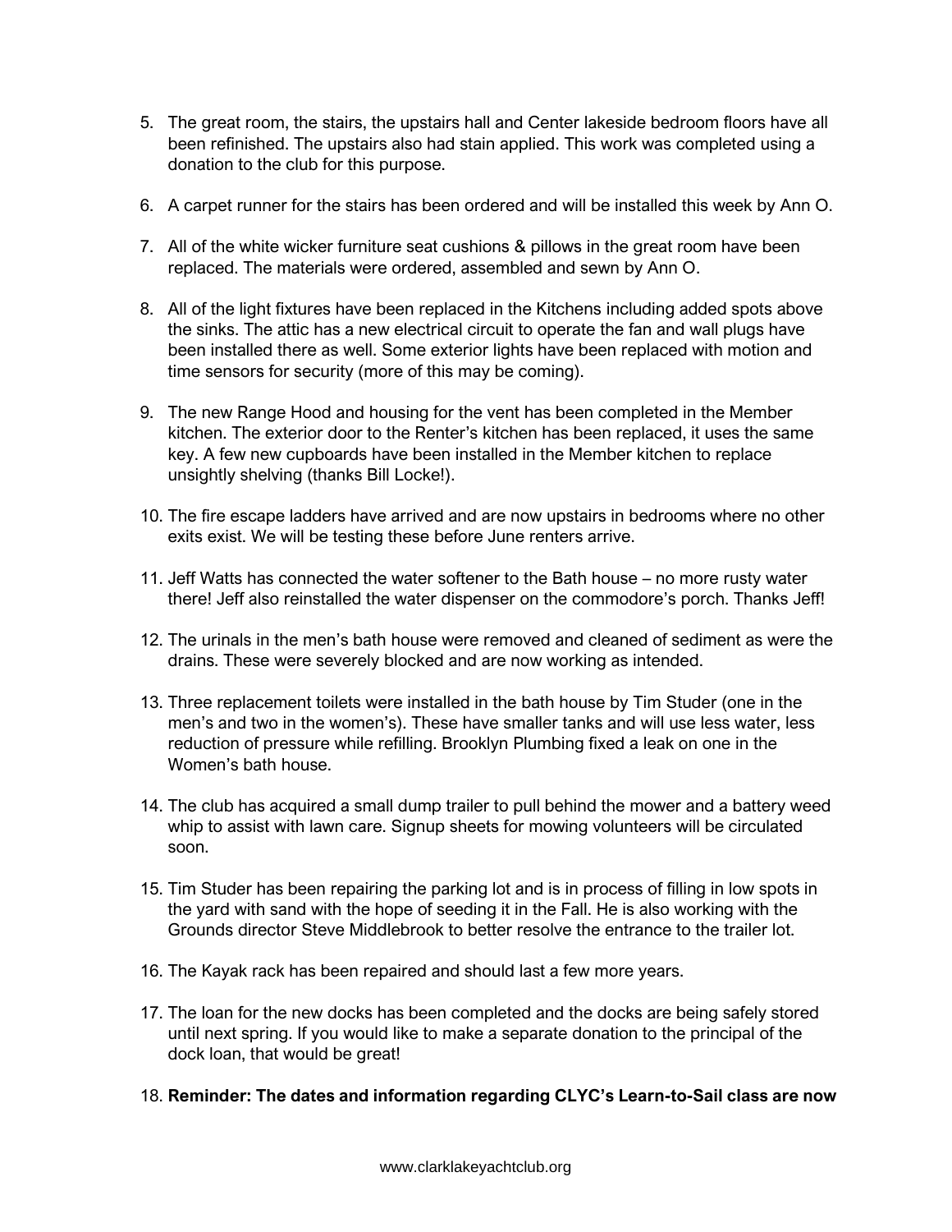5. The great room, the stairs, the upstairs hall and Center lakeside bedroom floors have all been refinished. The upstairs also had stain applied. This work was completed using a donation to the club for this purpose.

6. A carpet runner for the stairs has been ordered and will be installed this week by Ann O.

7. All of the white wicker furniture seat cushions & pillows in the great room have been replaced. The materials were ordered, assembled and sewn by Ann O.

8. All of the light fixtures have been replaced in the Kitchens including added spots above the sinks. The attic has a new electrical circuit to operate the fan and wall plugs have been installed there as well. Some exterior lights have been replaced with motion and time sensors for security (more of this may be coming).

9. The new Range Hood and housing for the vent has been completed in the Member kitchen. The exterior door to the Renter's kitchen has been replaced, it uses the same key. A few new cupboards have been installed in the Member kitchen to replace unsightly shelving (thanks Bill Locke!).

10. The fire escape ladders have arrived and are now upstairs in bedrooms where no other exits exist. We will be testing these before June renters arrive.

11. Jeff Watts has connected the water softener to the Bath house – no more rusty water there! Jeff also reinstalled the water dispenser on the commodore's porch. Thanks Jeff!

12. The urinals in the men's bath house were removed and cleaned of sediment as were the drains. These were severely blocked and are now working as intended.

13. Three replacement toilets were installed in the bath house by Tim Studer (one in the men's and two in the women's). These have smaller tanks and will use less water, less reduction of pressure while refilling. Brooklyn Plumbing fixed a leak on one in the Women's bath house.

14. The club has acquired a small dump trailer to pull behind the mower and a battery weed whip to assist with lawn care. Signup sheets for mowing volunteers will be circulated soon.

15. Tim Studer has been repairing the parking lot and is in process of filling in low spots in the yard with sand with the hope of seeding it in the Fall. He is also working with the Grounds director Steve Middlebrook to better resolve the entrance to the trailer lot.

16. The Kayak rack has been repaired and should last a few more years.

17. The loan for the new docks has been completed and the docks are being safely stored until next spring. If you would like to make a separate donation to the principal of the dock loan, that would be great!

18. **Reminder: The dates and information regarding CLYC's Learn-to-Sail class are now**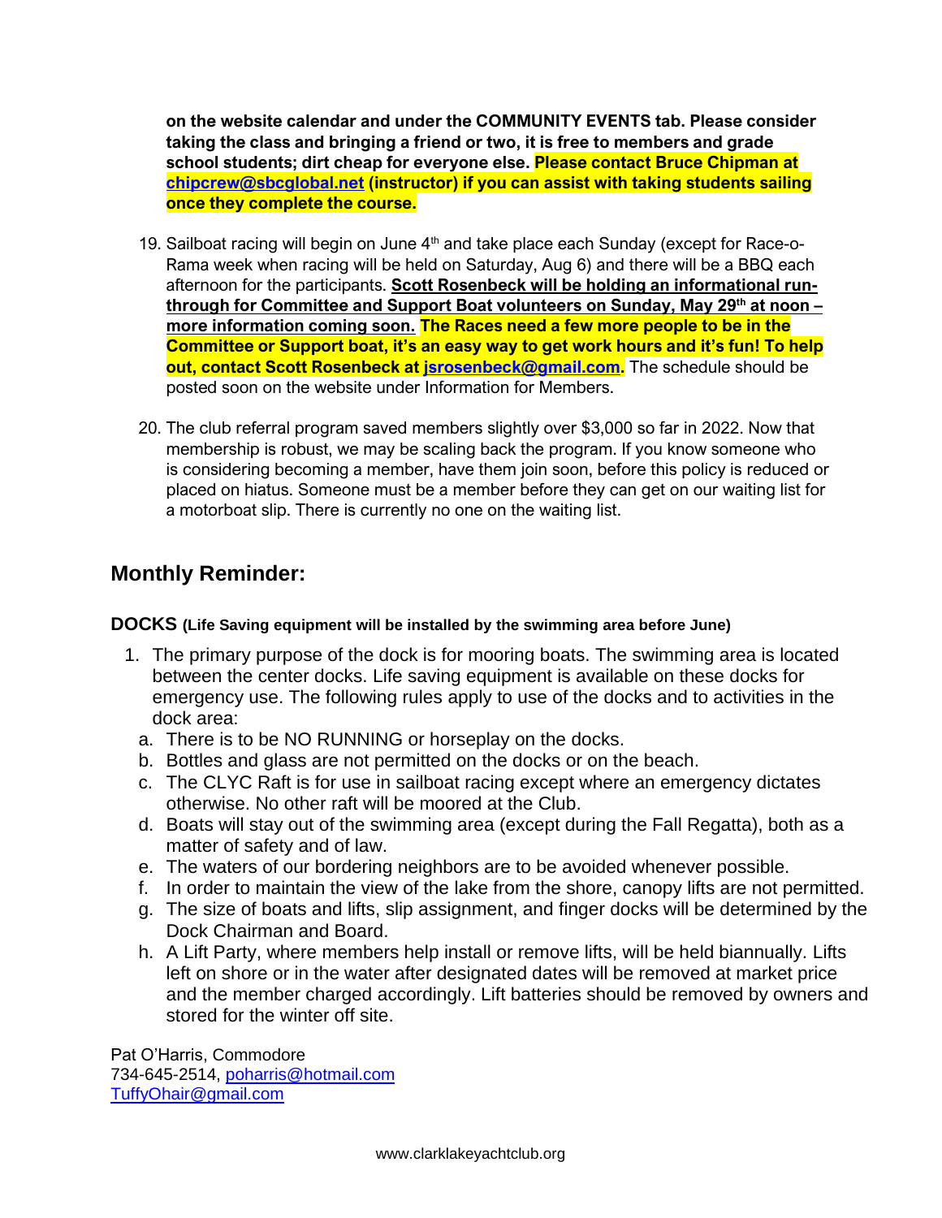**on the website calendar and under the COMMUNITY EVENTS tab. Please consider taking the class and bringing a friend or two, it is free to members and grade school students; dirt cheap for everyone else. Please contact Bruce Chipman at chipcrew@sbcglobal.net (instructor) if you can assist with taking students sailing once they complete the course.**

19. Sailboat racing will begin on June 4th and take place each Sunday (except for Race-o-Rama week when racing will be held on Saturday, Aug 6) and there will be a BBQ each afternoon for the participants. **Scott Rosenbeck will be holding an informational run-through for Committee and Support Boat volunteers on Sunday, May 29th at noon – more information coming soon.** **The Races need a few more people to be in the Committee or Support boat, it's an easy way to get work hours and it's fun! To help out, contact Scott Rosenbeck at jsrosenbeck@gmail.com.** The schedule should be posted soon on the website under Information for Members.

20. The club referral program saved members slightly over $3,000 so far in 2022. Now that membership is robust, we may be scaling back the program. If you know someone who is considering becoming a member, have them join soon, before this policy is reduced or placed on hiatus. Someone must be a member before they can get on our waiting list for a motorboat slip. There is currently no one on the waiting list.

## Monthly Reminder:

### DOCKS (Life Saving equipment will be installed by the swimming area before June)

1. The primary purpose of the dock is for mooring boats. The swimming area is located between the center docks. Life saving equipment is available on these docks for emergency use. The following rules apply to use of the docks and to activities in the dock area:
   a. There is to be NO RUNNING or horseplay on the docks.
   b. Bottles and glass are not permitted on the docks or on the beach.
   c. The CLYC Raft is for use in sailboat racing except where an emergency dictates otherwise. No other raft will be moored at the Club.
   d. Boats will stay out of the swimming area (except during the Fall Regatta), both as a matter of safety and of law.
   e. The waters of our bordering neighbors are to be avoided whenever possible.
   f. In order to maintain the view of the lake from the shore, canopy lifts are not permitted.
   g. The size of boats and lifts, slip assignment, and finger docks will be determined by the Dock Chairman and Board.
   h. A Lift Party, where members help install or remove lifts, will be held biannually. Lifts left on shore or in the water after designated dates will be removed at market price and the member charged accordingly. Lift batteries should be removed by owners and stored for the winter off site.

Pat O'Harris, Commodore
734-645-2514, poharris@hotmail.com
TuffyOhair@gmail.com

www.clarklakeyachtclub.org